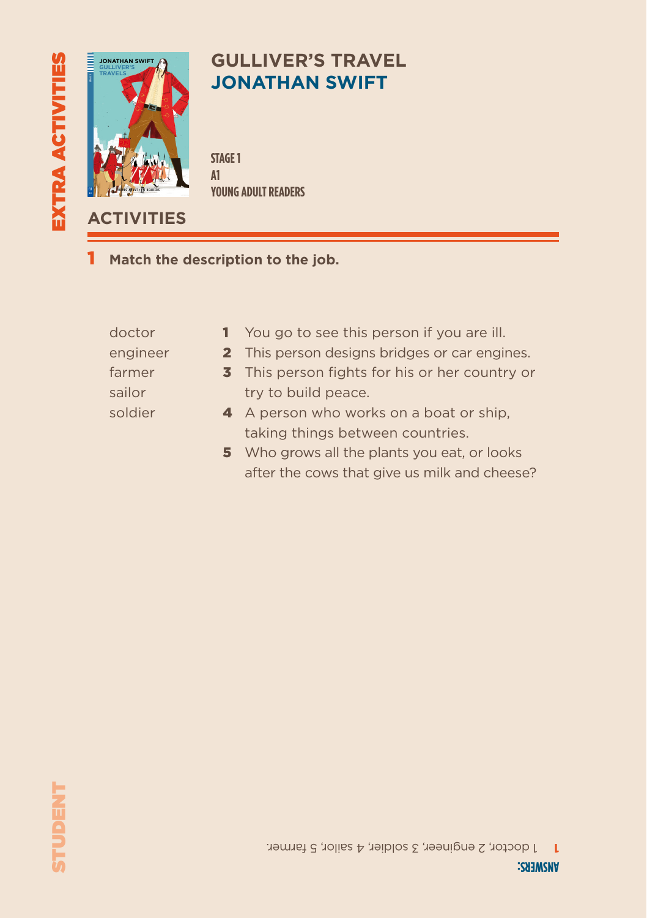# GULLIVER'S TRAVEL
# JONATHAN SWIFT

STAGE 1
A1
YOUNG ADULT READERS

## ACTIVITIES

**1** **Match the description to the job.**

doctor
engineer
farmer
sailor
soldier

1. You go to see this person if you are ill.
2. This person designs bridges or car engines.
3. This person fights for his or her country or try to build peace.
4. A person who works on a boat or ship, taking things between countries.
5. Who grows all the plants you eat, or looks after the cows that give us milk and cheese?

**ANSWERS:**

**1** 1 doctor, 2 engineer, 3 soldier, 4 sailor, 5 farmer.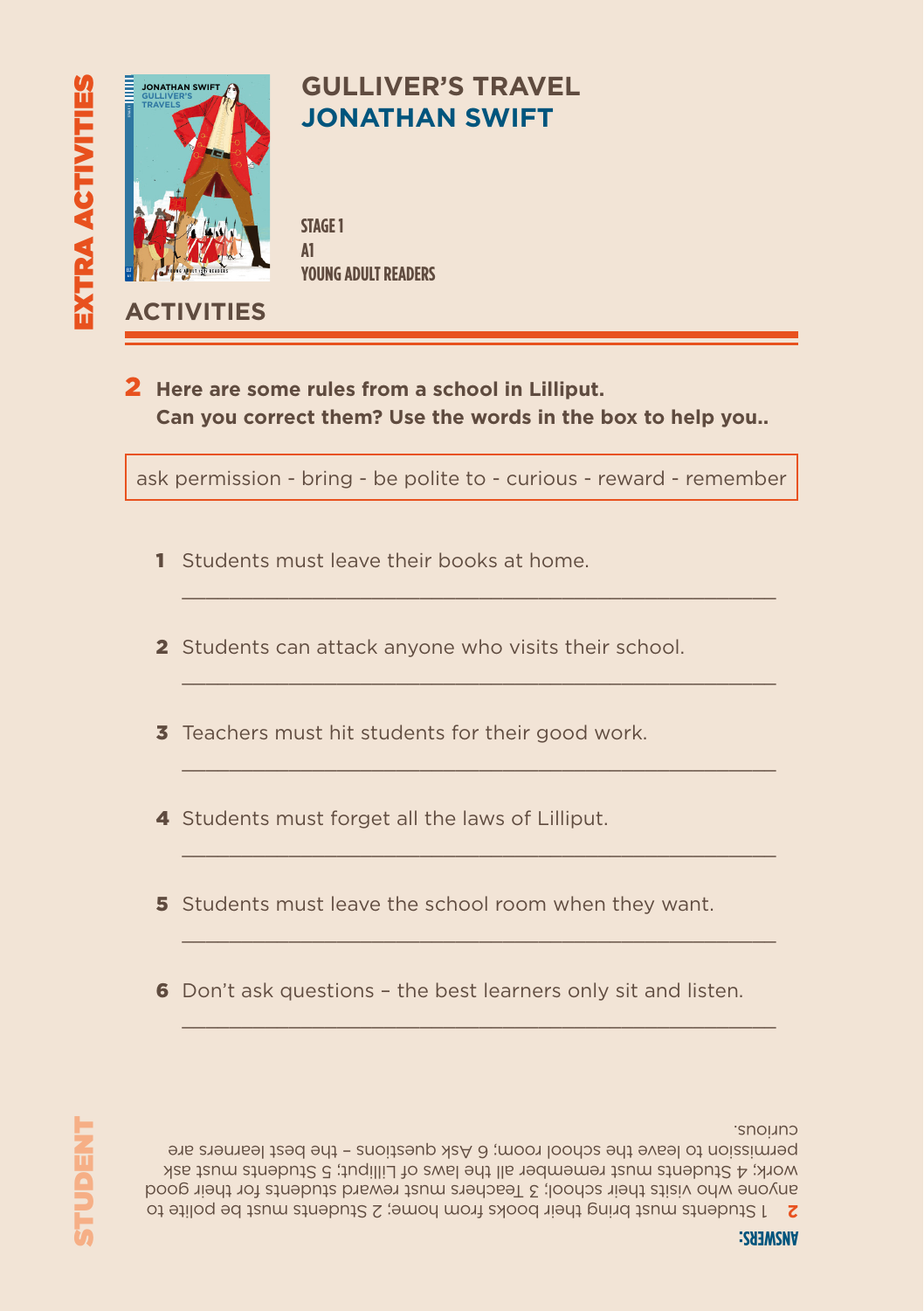# GULLIVER'S TRAVEL
## JONATHAN SWIFT

STAGE 1
A1
YOUNG ADULT READERS

## ACTIVITIES

**2** **Here are some rules from a school in Lilliput. Can you correct them? Use the words in the box to help you..**

| ask permission - bring - be polite to - curious - reward - remember |
|---|

1. Students must leave their books at home.
   ___________________________________________

2. Students can attack anyone who visits their school.
   ___________________________________________

3. Teachers must hit students for their good work.
   ___________________________________________

4. Students must forget all the laws of Lilliput.
   ___________________________________________

5. Students must leave the school room when they want.
   ___________________________________________

6. Don't ask questions – the best learners only sit and listen.
   ___________________________________________

**ANSWERS:**

**2** 1 Students must bring their books from home; 2 Students must be polite to anyone who visits their school; 3 Teachers must reward students for their good work; 4 Students must remember all the laws of Lilliput; 5 Students must ask permission to leave the school room; 6 Ask questions – the best learners are curious.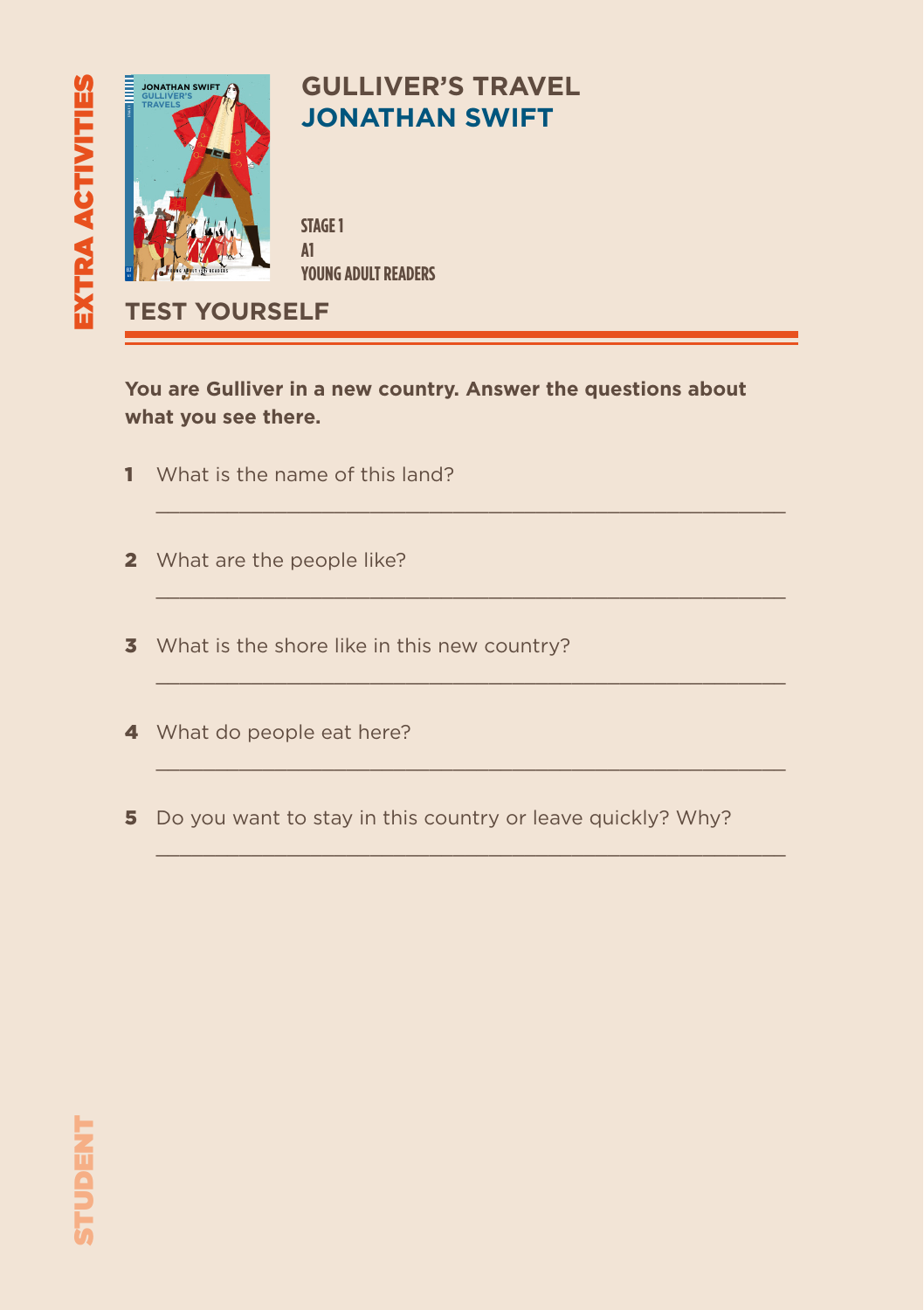# GULLIVER'S TRAVEL
# JONATHAN SWIFT

STAGE 1
A1
YOUNG ADULT READERS

## TEST YOURSELF

**You are Gulliver in a new country. Answer the questions about what you see there.**

1. What is the name of this land?

   ______________________________________________

2. What are the people like?

   ______________________________________________

3. What is the shore like in this new country?

   ______________________________________________

4. What do people eat here?

   ______________________________________________

5. Do you want to stay in this country or leave quickly? Why?

   ______________________________________________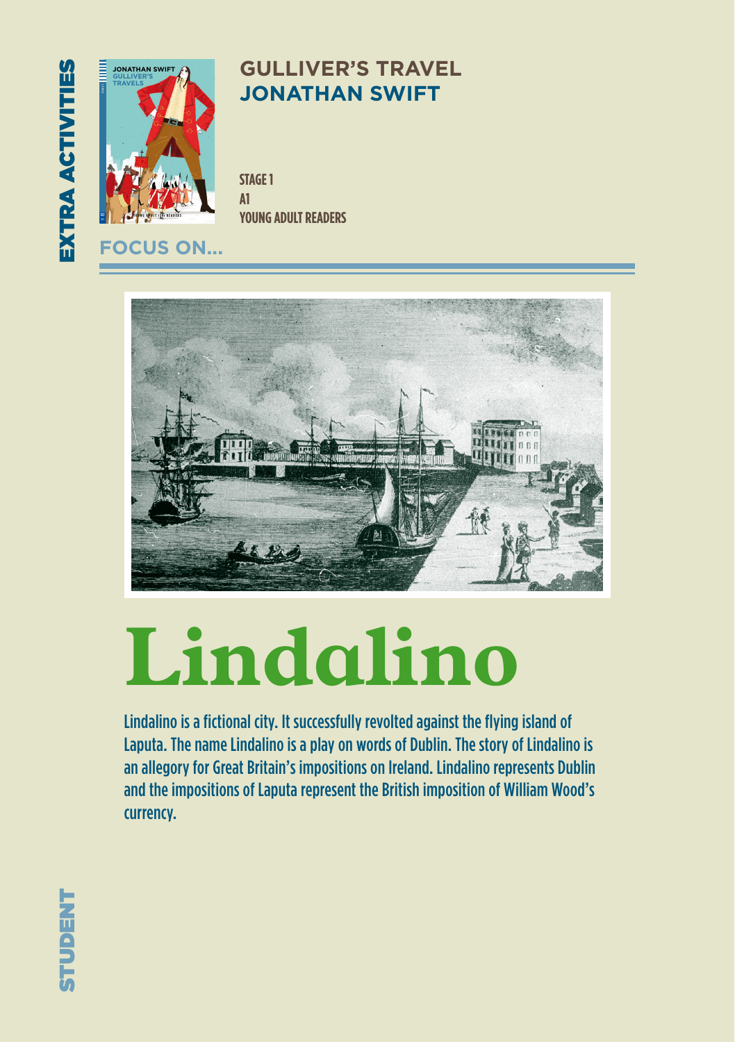# GULLIVER'S TRAVEL
## JONATHAN SWIFT

STAGE 1
A1
YOUNG ADULT READERS

FOCUS ON...

# Lindalino

Lindalino is a fictional city. It successfully revolted against the flying island of Laputa. The name Lindalino is a play on words of Dublin. The story of Lindalino is an allegory for Great Britain's impositions on Ireland. Lindalino represents Dublin and the impositions of Laputa represent the British imposition of William Wood's currency.